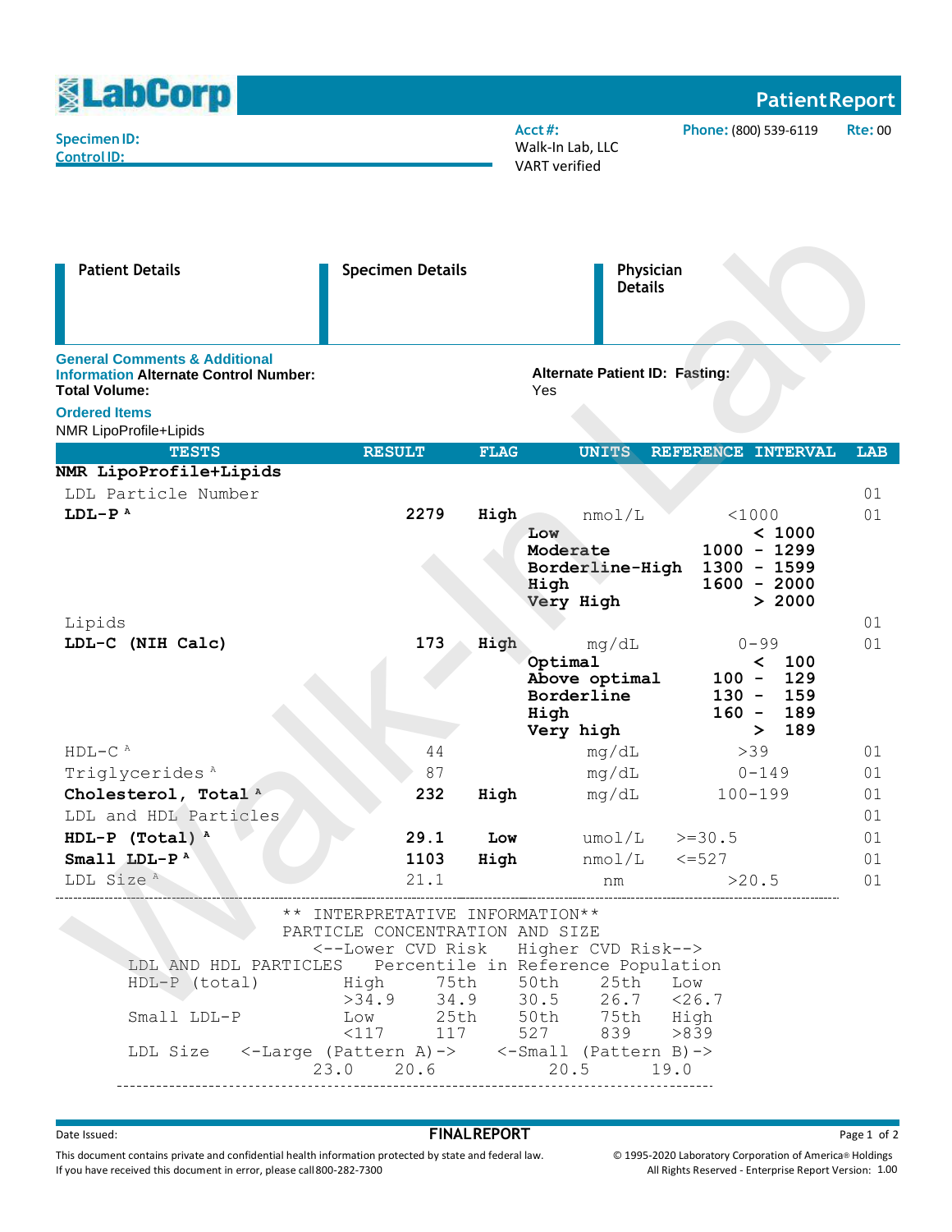**LabCorp** — **Patient Report**

**Specimen ID:**
**Control ID:**

**Acct #:**
Walk-In Lab, LLC
VART verified

**Phone:** (800) 539-6119 **Rte:** 00

| Patient Details | Specimen Details | Physician Details |
|---|---|---|
| | | |

**General Comments & Additional Information** **Alternate Control Number:**
**Total Volume:**

**Alternate Patient ID:** **Fasting:** Yes

**Ordered Items**
NMR LipoProfile+Lipids

| TESTS | RESULT | FLAG | UNITS | REFERENCE INTERVAL | LAB |
|---|---|---|---|---|---|
| **NMR LipoProfile+Lipids** | | | | | |
| LDL Particle Number | | | | | 01 |
| **LDL-P** [A] | **2279** | **High** | nmol/L | <1000 | 01 |
| | | | **Low** | **< 1000** | |
| | | | **Moderate** | **1000 - 1299** | |
| | | | **Borderline-High** | **1300 - 1599** | |
| | | | **High** | **1600 - 2000** | |
| | | | **Very High** | **> 2000** | |
| Lipids | | | | | 01 |
| **LDL-C (NIH Calc)** | **173** | **High** | mg/dL | 0-99 | 01 |
| | | | **Optimal** | **< 100** | |
| | | | **Above optimal** | **100 - 129** | |
| | | | **Borderline** | **130 - 159** | |
| | | | **High** | **160 - 189** | |
| | | | **Very high** | **> 189** | |
| HDL-C [A] | 44 | | mg/dL | >39 | 01 |
| Triglycerides [A] | 87 | | mg/dL | 0-149 | 01 |
| **Cholesterol, Total** [A] | **232** | **High** | mg/dL | 100-199 | 01 |
| LDL and HDL Particles | | | | | 01 |
| **HDL-P (Total)** [A] | **29.1** | **Low** | umol/L | >=30.5 | 01 |
| **Small LDL-P** [A] | **1103** | **High** | nmol/L | <=527 | 01 |
| LDL Size [A] | 21.1 | | nm | >20.5 | 01 |

```
                ** INTERPRETATIVE INFORMATION**
                PARTICLE CONCENTRATION AND SIZE
                  <--Lower CVD Risk   Higher CVD Risk-->
     LDL AND HDL PARTICLES    Percentile in Reference Population
     HDL-P (total)      High      75th     50th     25th    Low
                        >34.9     34.9     30.5     26.7    <26.7
     Small LDL-P        Low       25th     50th     75th    High
                        <117      117      527      839     >839
     LDL Size    <-Large (Pattern A)->    <-Small  (Pattern B)->
                      23.0     20.6          20.5       19.0
```

Date Issued: **FINAL REPORT**

This document contains private and confidential health information protected by state and federal law.
If you have received this document in error, please call 800-282-7300

© 1995-2020 Laboratory Corporation of America® Holdings
All Rights Reserved - Enterprise Report Version: 1.00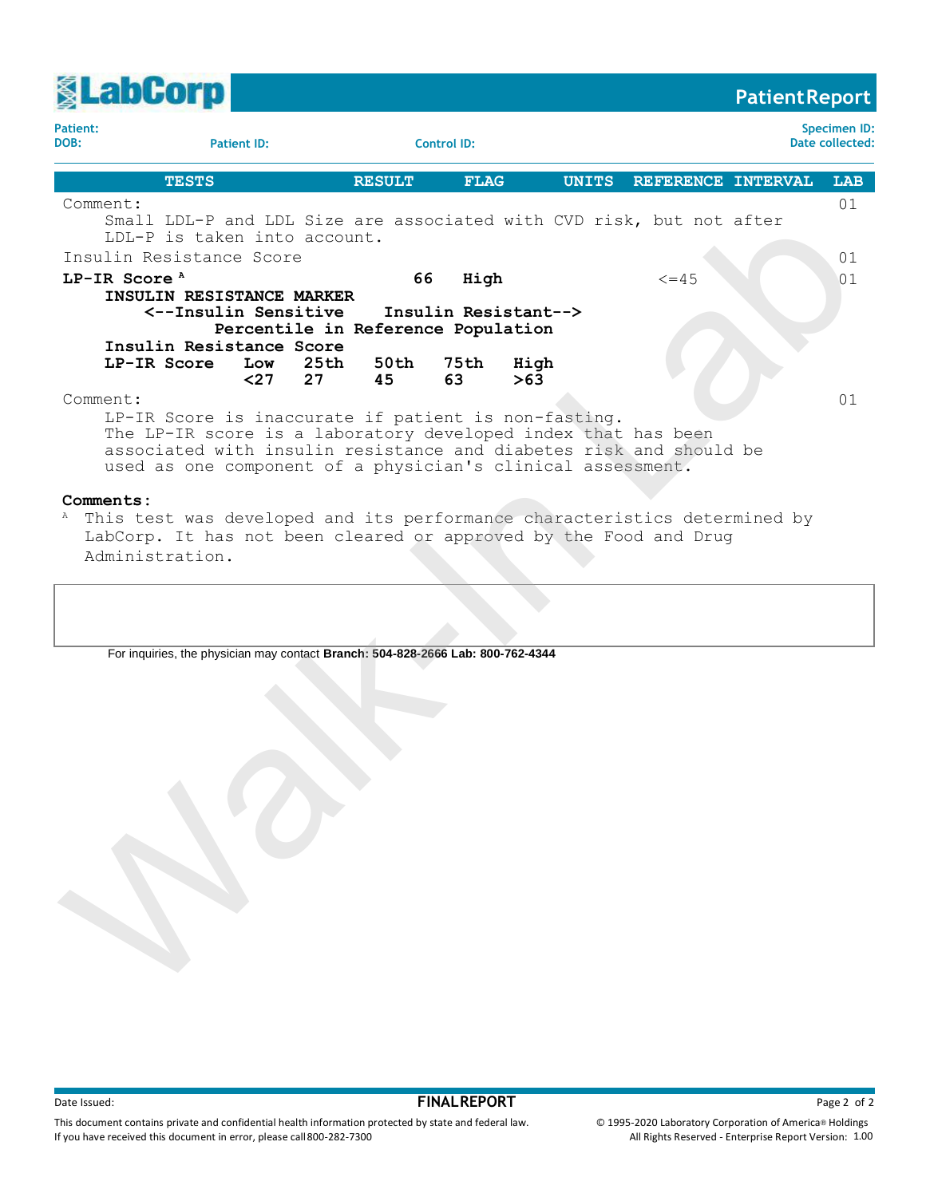| TESTS | RESULT | FLAG | UNITS | REFERENCE INTERVAL | LAB |
|---|---|---|---|---|---|
| Comment: Small LDL-P and LDL Size are associated with CVD risk, but not after LDL-P is taken into account. | | | | | 01 |
| Insulin Resistance Score | | | | | 01 |
| **LP-IR Score** [A] | **66** | **High** | | <=45 | 01 |

**INSULIN RESISTANCE MARKER**

**<--Insulin Sensitive Insulin Resistant-->**

**Percentile in Reference Population**

**Insulin Resistance Score**

| | Low | 25th | 50th | 75th | High |
|---|---|---|---|---|---|
| **LP-IR Score** | **<27** | **27** | **45** | **63** | **>63** |

Comment: (01)

LP-IR Score is inaccurate if patient is non-fasting.
The LP-IR score is a laboratory developed index that has been associated with insulin resistance and diabetes risk and should be used as one component of a physician's clinical assessment.

**Comments:**

[A] This test was developed and its performance characteristics determined by LabCorp. It has not been cleared or approved by the Food and Drug Administration.

For inquiries, the physician may contact **Branch: 504-828-2666 Lab: 800-762-4344**

**FINAL REPORT**

This document contains private and confidential health information protected by state and federal law.
If you have received this document in error, please call 800-282-7300

© 1995-2020 Laboratory Corporation of America® Holdings
All Rights Reserved - Enterprise Report Version: 1.00